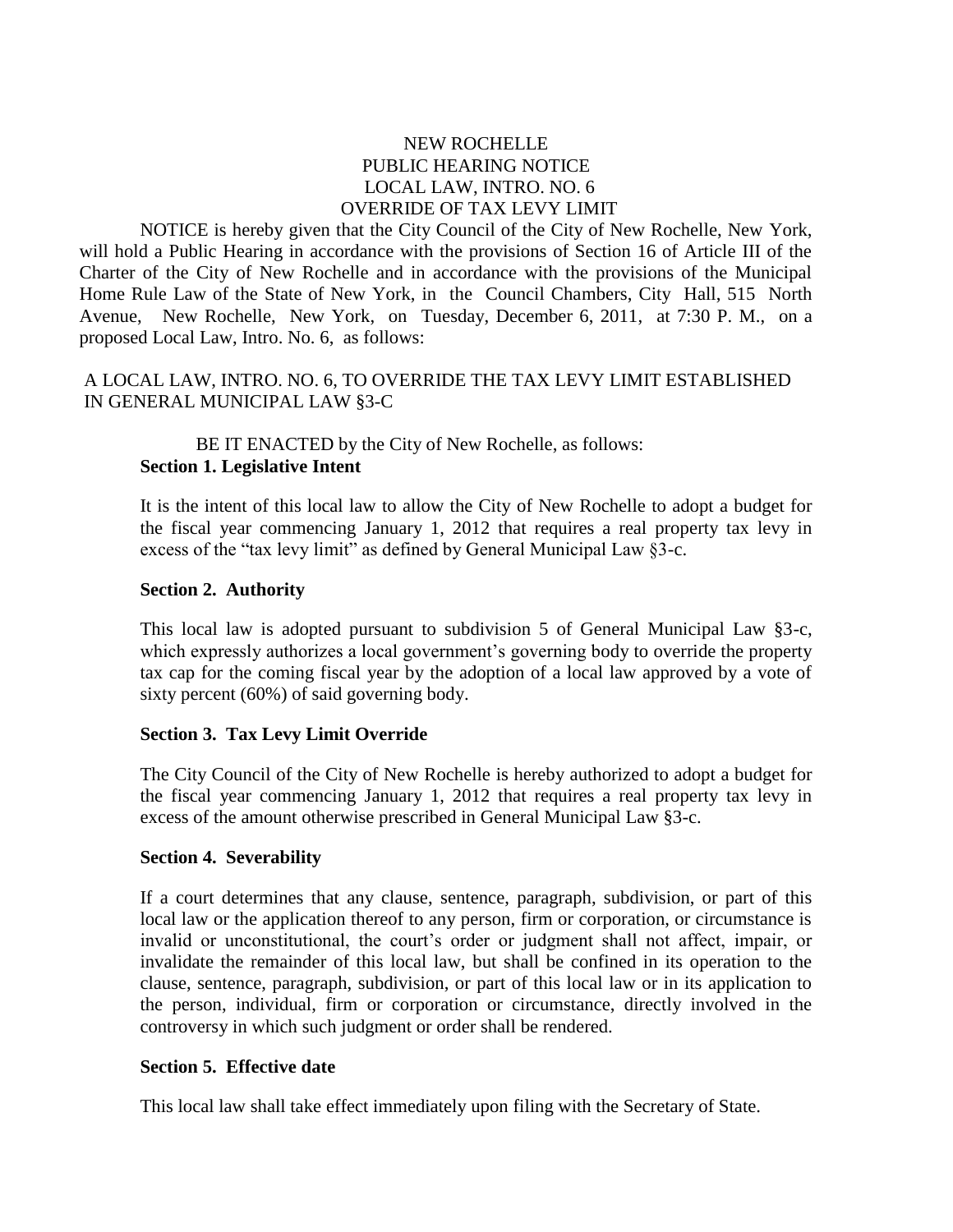# NEW ROCHELLE
## PUBLIC HEARING NOTICE
## LOCAL LAW, INTRO. NO. 6
## OVERRIDE OF TAX LEVY LIMIT

NOTICE is hereby given that the City Council of the City of New Rochelle, New York, will hold a Public Hearing in accordance with the provisions of Section 16 of Article III of the Charter of the City of New Rochelle and in accordance with the provisions of the Municipal Home Rule Law of the State of New York, in the Council Chambers, City Hall, 515 North Avenue, New Rochelle, New York, on Tuesday, December 6, 2011, at 7:30 P. M., on a proposed Local Law, Intro. No. 6, as follows:

A LOCAL LAW, INTRO. NO. 6, TO OVERRIDE THE TAX LEVY LIMIT ESTABLISHED IN GENERAL MUNICIPAL LAW §3-C

BE IT ENACTED by the City of New Rochelle, as follows:

**Section 1. Legislative Intent**

It is the intent of this local law to allow the City of New Rochelle to adopt a budget for the fiscal year commencing January 1, 2012 that requires a real property tax levy in excess of the "tax levy limit" as defined by General Municipal Law §3-c.

**Section 2. Authority**

This local law is adopted pursuant to subdivision 5 of General Municipal Law §3-c, which expressly authorizes a local government's governing body to override the property tax cap for the coming fiscal year by the adoption of a local law approved by a vote of sixty percent (60%) of said governing body.

**Section 3. Tax Levy Limit Override**

The City Council of the City of New Rochelle is hereby authorized to adopt a budget for the fiscal year commencing January 1, 2012 that requires a real property tax levy in excess of the amount otherwise prescribed in General Municipal Law §3-c.

**Section 4. Severability**

If a court determines that any clause, sentence, paragraph, subdivision, or part of this local law or the application thereof to any person, firm or corporation, or circumstance is invalid or unconstitutional, the court's order or judgment shall not affect, impair, or invalidate the remainder of this local law, but shall be confined in its operation to the clause, sentence, paragraph, subdivision, or part of this local law or in its application to the person, individual, firm or corporation or circumstance, directly involved in the controversy in which such judgment or order shall be rendered.

**Section 5. Effective date**

This local law shall take effect immediately upon filing with the Secretary of State.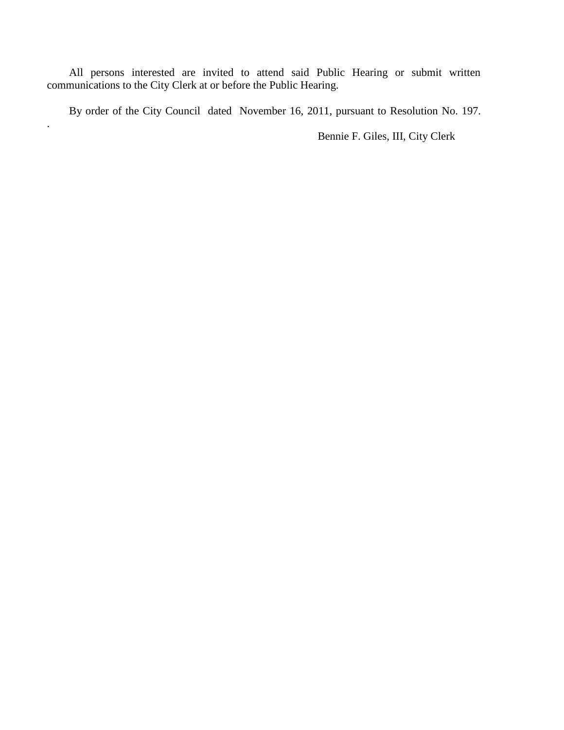All persons interested are invited to attend said Public Hearing or submit written communications to the City Clerk at or before the Public Hearing.

By order of the City Council dated November 16, 2011, pursuant to Resolution No. 197.

.

Bennie F. Giles, III, City Clerk